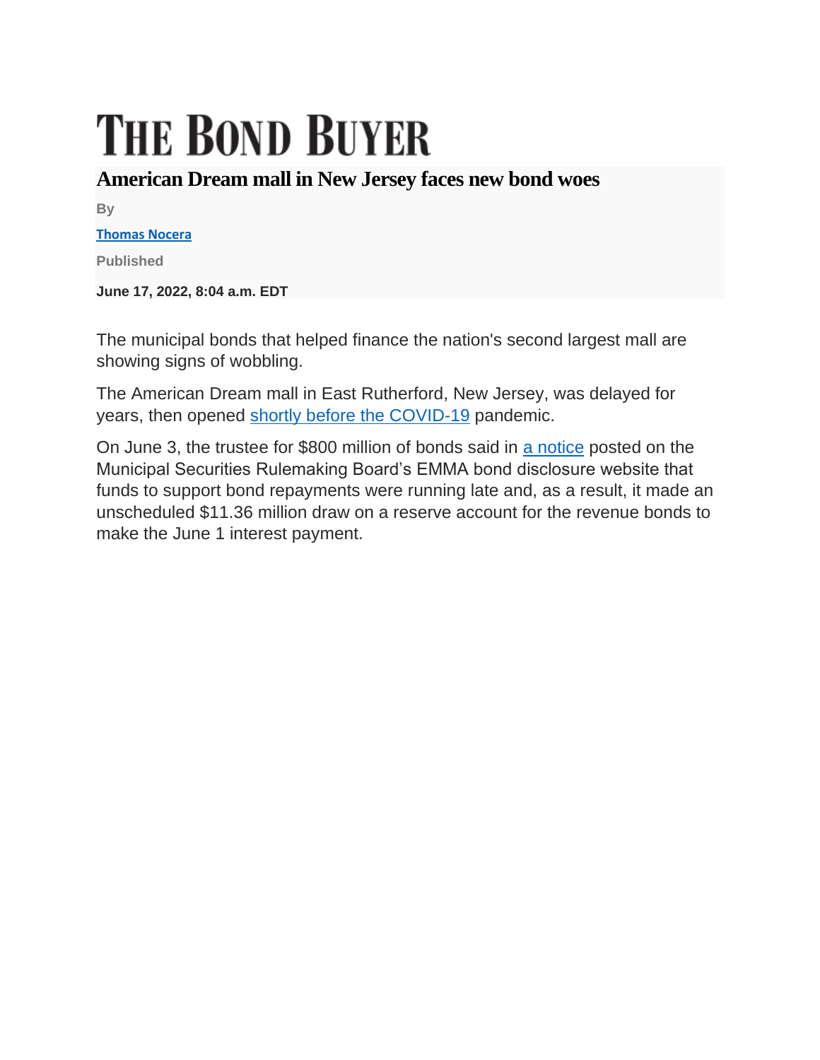# THE BOND BUYER

## American Dream mall in New Jersey faces new bond woes

By

**Thomas Nocera**

Published

**June 17, 2022, 8:04 a.m. EDT**

The municipal bonds that helped finance the nation's second largest mall are showing signs of wobbling.

The American Dream mall in East Rutherford, New Jersey, was delayed for years, then opened shortly before the COVID-19 pandemic.

On June 3, the trustee for $800 million of bonds said in a notice posted on the Municipal Securities Rulemaking Board's EMMA bond disclosure website that funds to support bond repayments were running late and, as a result, it made an unscheduled $11.36 million draw on a reserve account for the revenue bonds to make the June 1 interest payment.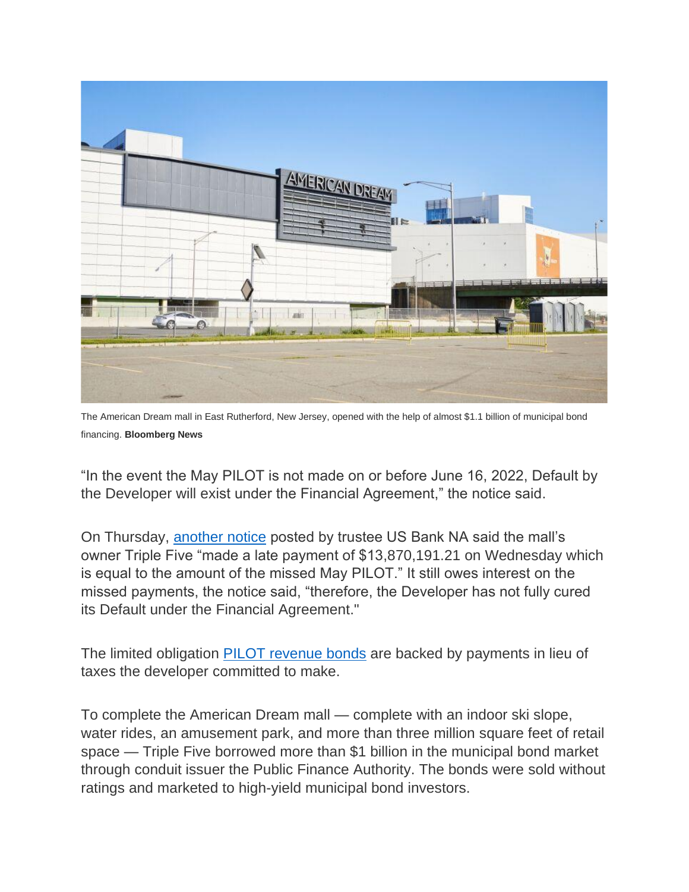The American Dream mall in East Rutherford, New Jersey, opened with the help of almost $1.1 billion of municipal bond financing. **Bloomberg News**

"In the event the May PILOT is not made on or before June 16, 2022, Default by the Developer will exist under the Financial Agreement," the notice said.

On Thursday, [another notice](#) posted by trustee US Bank NA said the mall's owner Triple Five "made a late payment of $13,870,191.21 on Wednesday which is equal to the amount of the missed May PILOT." It still owes interest on the missed payments, the notice said, "therefore, the Developer has not fully cured its Default under the Financial Agreement."

The limited obligation [PILOT revenue bonds](#) are backed by payments in lieu of taxes the developer committed to make.

To complete the American Dream mall — complete with an indoor ski slope, water rides, an amusement park, and more than three million square feet of retail space — Triple Five borrowed more than $1 billion in the municipal bond market through conduit issuer the Public Finance Authority. The bonds were sold without ratings and marketed to high-yield municipal bond investors.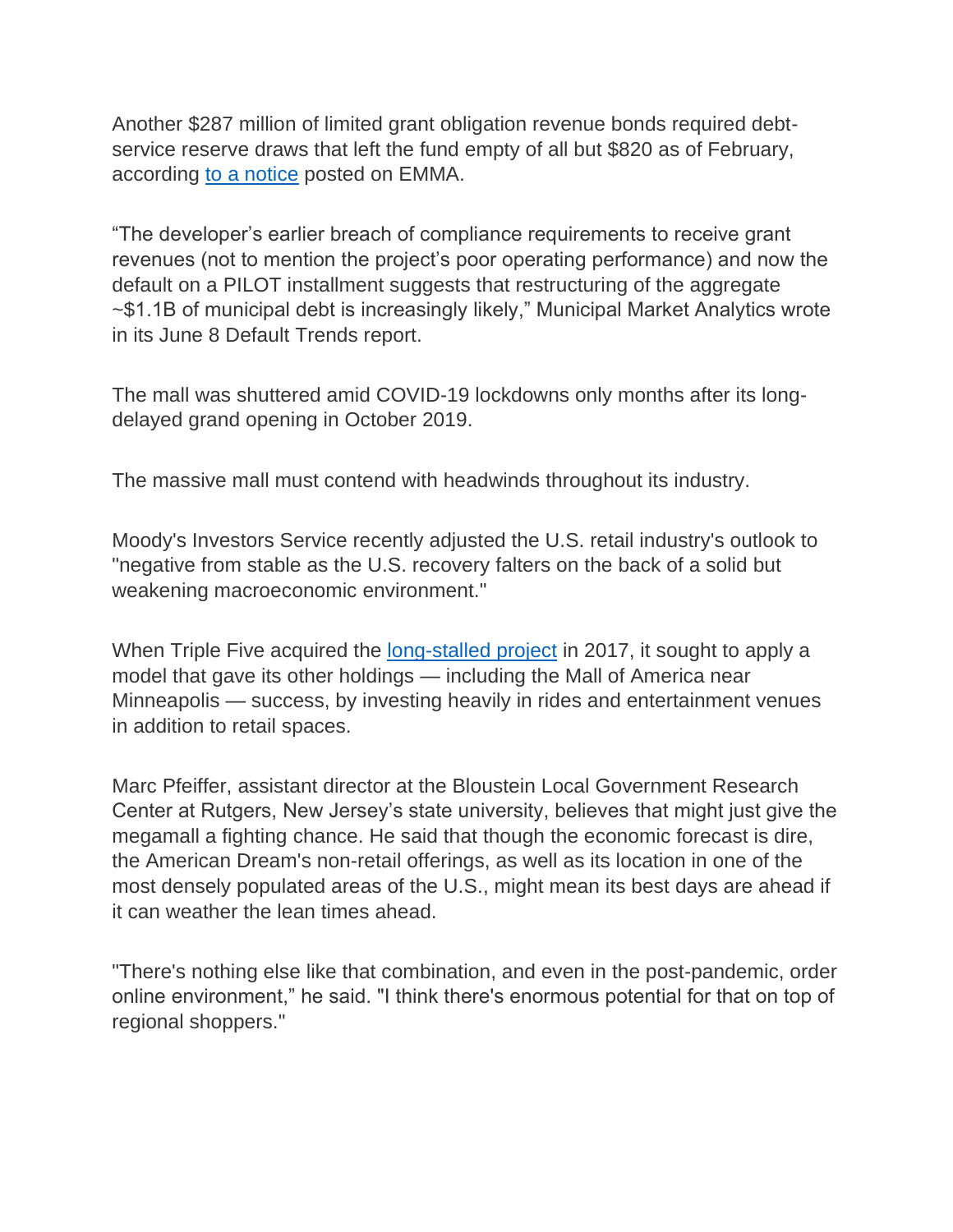Another $287 million of limited grant obligation revenue bonds required debt-service reserve draws that left the fund empty of all but $820 as of February, according [to a notice](#) posted on EMMA.

“The developer’s earlier breach of compliance requirements to receive grant revenues (not to mention the project’s poor operating performance) and now the default on a PILOT installment suggests that restructuring of the aggregate ~$1.1B of municipal debt is increasingly likely,” Municipal Market Analytics wrote in its June 8 Default Trends report.

The mall was shuttered amid COVID-19 lockdowns only months after its long-delayed grand opening in October 2019.

The massive mall must contend with headwinds throughout its industry.

Moody's Investors Service recently adjusted the U.S. retail industry's outlook to "negative from stable as the U.S. recovery falters on the back of a solid but weakening macroeconomic environment."

When Triple Five acquired the [long-stalled project](#) in 2017, it sought to apply a model that gave its other holdings — including the Mall of America near Minneapolis — success, by investing heavily in rides and entertainment venues in addition to retail spaces.

Marc Pfeiffer, assistant director at the Bloustein Local Government Research Center at Rutgers, New Jersey’s state university, believes that might just give the megamall a fighting chance. He said that though the economic forecast is dire, the American Dream's non-retail offerings, as well as its location in one of the most densely populated areas of the U.S., might mean its best days are ahead if it can weather the lean times ahead.

"There's nothing else like that combination, and even in the post-pandemic, order online environment,” he said. "I think there's enormous potential for that on top of regional shoppers."